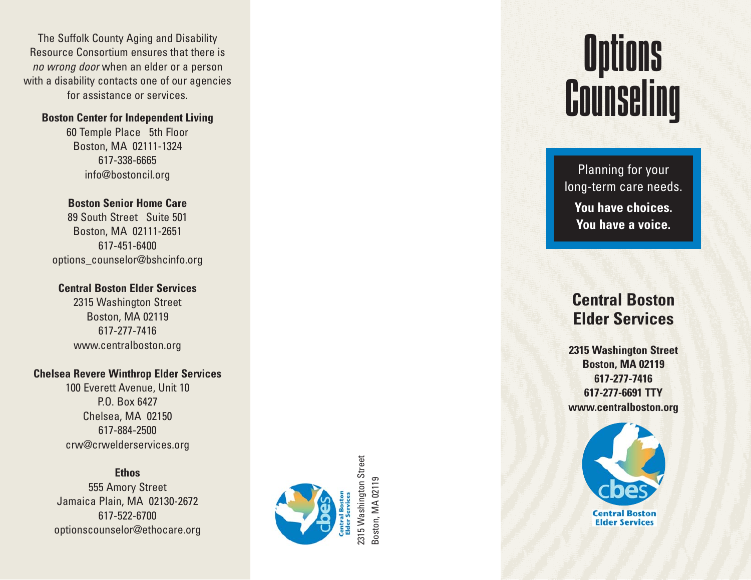The Suffolk County Aging and Disability Resource Consortium ensures that there is *no wrong door* when an elder or a person with a disability contacts one of our agencies for assistance or services.

**Boston Center for Independent Living**
60 Temple Place 5th Floor
Boston, MA 02111-1324
617-338-6665
info@bostoncil.org

**Boston Senior Home Care**
89 South Street Suite 501
Boston, MA 02111-2651
617-451-6400
options_counselor@bshcinfo.org

**Central Boston Elder Services**
2315 Washington Street
Boston, MA 02119
617-277-7416
www.centralboston.org

**Chelsea Revere Winthrop Elder Services**
100 Everett Avenue, Unit 10
P.O. Box 6427
Chelsea, MA 02150
617-884-2500
crw@crwelderservices.org

**Ethos**
555 Amory Street
Jamaica Plain, MA 02130-2672
617-522-6700
optionscounselor@ethocare.org

cbes Central Boston Elder Services
2315 Washington Street
Boston, MA 02119

# Options Counseling

Planning for your long-term care needs.
**You have choices.**
**You have a voice.**

## Central Boston Elder Services

**2315 Washington Street**
**Boston, MA 02119**
**617-277-7416**
**617-277-6691 TTY**
**www.centralboston.org**

cbes Central Boston Elder Services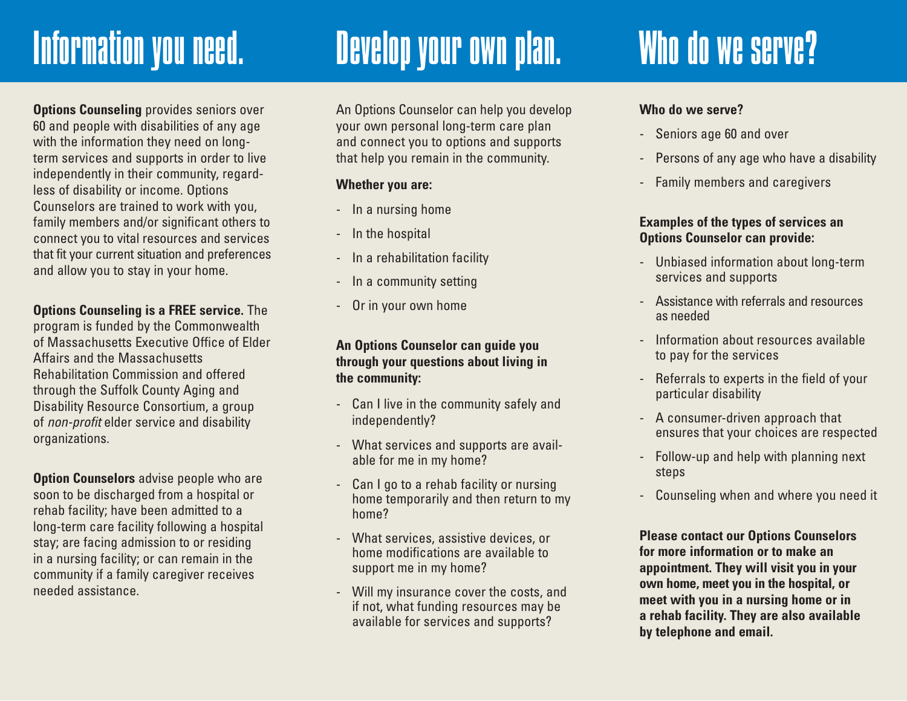# Information you need.

**Options Counseling** provides seniors over 60 and people with disabilities of any age with the information they need on long-term services and supports in order to live independently in their community, regardless of disability or income. Options Counselors are trained to work with you, family members and/or significant others to connect you to vital resources and services that fit your current situation and preferences and allow you to stay in your home.

**Options Counseling is a FREE service.** The program is funded by the Commonwealth of Massachusetts Executive Office of Elder Affairs and the Massachusetts Rehabilitation Commission and offered through the Suffolk County Aging and Disability Resource Consortium, a group of *non-profit* elder service and disability organizations.

**Option Counselors** advise people who are soon to be discharged from a hospital or rehab facility; have been admitted to a long-term care facility following a hospital stay; are facing admission to or residing in a nursing facility; or can remain in the community if a family caregiver receives needed assistance.

# Develop your own plan.

An Options Counselor can help you develop your own personal long-term care plan and connect you to options and supports that help you remain in the community.

**Whether you are:**

- In a nursing home
- In the hospital
- In a rehabilitation facility
- In a community setting
- Or in your own home

**An Options Counselor can guide you through your questions about living in the community:**

- Can I live in the community safely and independently?
- What services and supports are available for me in my home?
- Can I go to a rehab facility or nursing home temporarily and then return to my home?
- What services, assistive devices, or home modifications are available to support me in my home?
- Will my insurance cover the costs, and if not, what funding resources may be available for services and supports?

# Who do we serve?

**Who do we serve?**

- Seniors age 60 and over
- Persons of any age who have a disability
- Family members and caregivers

**Examples of the types of services an Options Counselor can provide:**

- Unbiased information about long-term services and supports
- Assistance with referrals and resources as needed
- Information about resources available to pay for the services
- Referrals to experts in the field of your particular disability
- A consumer-driven approach that ensures that your choices are respected
- Follow-up and help with planning next steps
- Counseling when and where you need it

**Please contact our Options Counselors for more information or to make an appointment. They will visit you in your own home, meet you in the hospital, or meet with you in a nursing home or in a rehab facility. They are also available by telephone and email.**